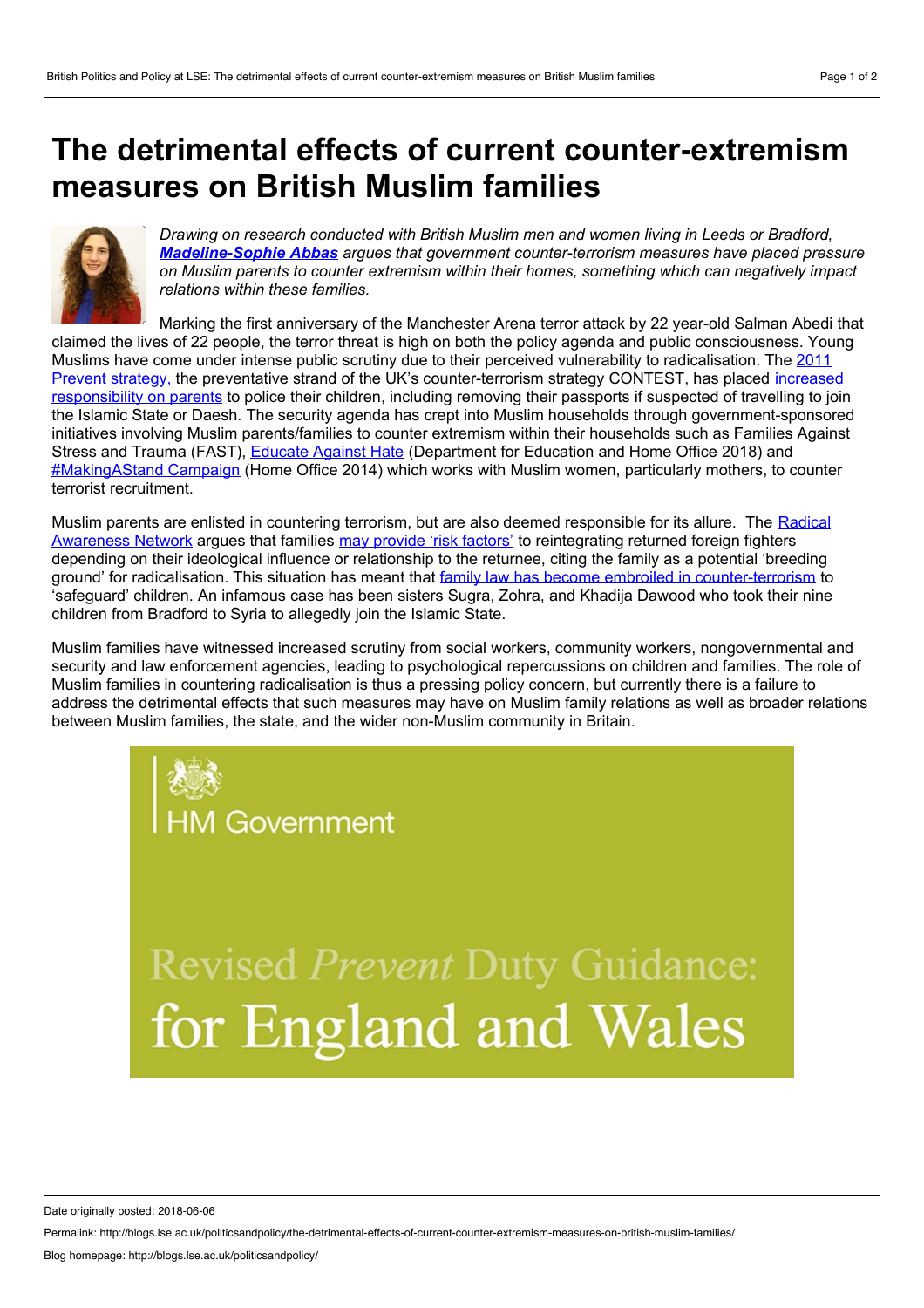# The detrimental effects of current counter-extremism measures on British Muslim families

*Drawing on research conducted with British Muslim men and women living in Leeds or Bradford, **Madeline-Sophie Abbas** argues that government counter-terrorism measures have placed pressure on Muslim parents to counter extremism within their homes, something which can negatively impact relations within these families.*

Marking the first anniversary of the Manchester Arena terror attack by 22 year-old Salman Abedi that claimed the lives of 22 people, the terror threat is high on both the policy agenda and public consciousness. Young Muslims have come under intense public scrutiny due to their perceived vulnerability to radicalisation. The 2011 Prevent strategy, the preventative strand of the UK's counter-terrorism strategy CONTEST, has placed increased responsibility on parents to police their children, including removing their passports if suspected of travelling to join the Islamic State or Daesh. The security agenda has crept into Muslim households through government-sponsored initiatives involving Muslim parents/families to counter extremism within their households such as Families Against Stress and Trauma (FAST), Educate Against Hate (Department for Education and Home Office 2018) and #MakingAStand Campaign (Home Office 2014) which works with Muslim women, particularly mothers, to counter terrorist recruitment.

Muslim parents are enlisted in countering terrorism, but are also deemed responsible for its allure. The Radical Awareness Network argues that families may provide 'risk factors' to reintegrating returned foreign fighters depending on their ideological influence or relationship to the returnee, citing the family as a potential 'breeding ground' for radicalisation. This situation has meant that family law has become embroiled in counter-terrorism to 'safeguard' children. An infamous case has been sisters Sugra, Zohra, and Khadija Dawood who took their nine children from Bradford to Syria to allegedly join the Islamic State.

Muslim families have witnessed increased scrutiny from social workers, community workers, nongovernmental and security and law enforcement agencies, leading to psychological repercussions on children and families. The role of Muslim families in countering radicalisation is thus a pressing policy concern, but currently there is a failure to address the detrimental effects that such measures may have on Muslim family relations as well as broader relations between Muslim families, the state, and the wider non-Muslim community in Britain.

HM Government

Revised *Prevent* Duty Guidance: for England and Wales

Date originally posted: 2018-06-06

Permalink: http://blogs.lse.ac.uk/politicsandpolicy/the-detrimental-effects-of-current-counter-extremism-measures-on-british-muslim-families/

Blog homepage: http://blogs.lse.ac.uk/politicsandpolicy/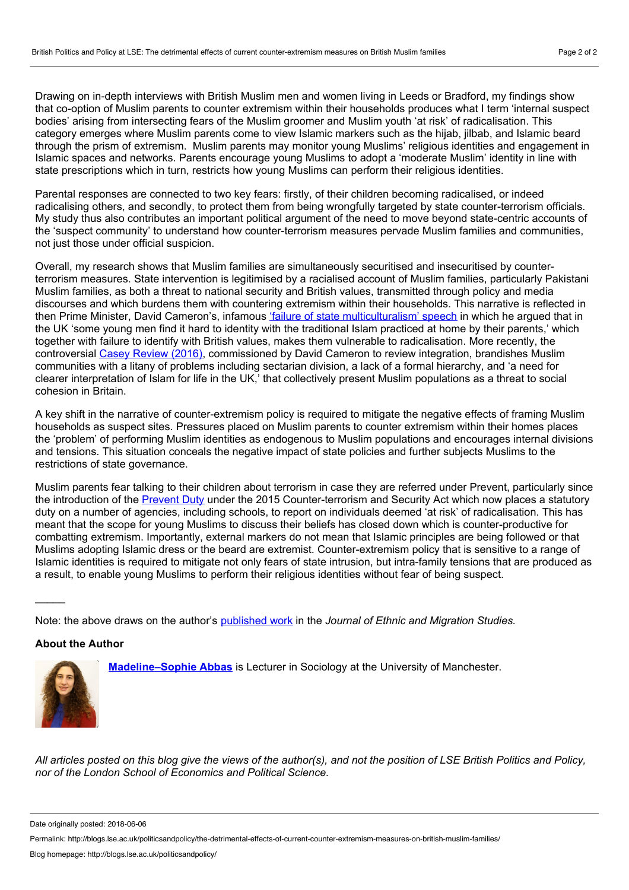Drawing on in-depth interviews with British Muslim men and women living in Leeds or Bradford, my findings show that co-option of Muslim parents to counter extremism within their households produces what I term 'internal suspect bodies' arising from intersecting fears of the Muslim groomer and Muslim youth 'at risk' of radicalisation. This category emerges where Muslim parents come to view Islamic markers such as the hijab, jilbab, and Islamic beard through the prism of extremism. Muslim parents may monitor young Muslims' religious identities and engagement in Islamic spaces and networks. Parents encourage young Muslims to adopt a 'moderate Muslim' identity in line with state prescriptions which in turn, restricts how young Muslims can perform their religious identities.

Parental responses are connected to two key fears: firstly, of their children becoming radicalised, or indeed radicalising others, and secondly, to protect them from being wrongfully targeted by state counter-terrorism officials. My study thus also contributes an important political argument of the need to move beyond state-centric accounts of the 'suspect community' to understand how counter-terrorism measures pervade Muslim families and communities, not just those under official suspicion.

Overall, my research shows that Muslim families are simultaneously securitised and insecuritised by counter-terrorism measures. State intervention is legitimised by a racialised account of Muslim families, particularly Pakistani Muslim families, as both a threat to national security and British values, transmitted through policy and media discourses and which burdens them with countering extremism within their households. This narrative is reflected in then Prime Minister, David Cameron's, infamous 'failure of state multiculturalism' speech in which he argued that in the UK 'some young men find it hard to identity with the traditional Islam practiced at home by their parents,' which together with failure to identify with British values, makes them vulnerable to radicalisation. More recently, the controversial Casey Review (2016), commissioned by David Cameron to review integration, brandishes Muslim communities with a litany of problems including sectarian division, a lack of a formal hierarchy, and 'a need for clearer interpretation of Islam for life in the UK,' that collectively present Muslim populations as a threat to social cohesion in Britain.

A key shift in the narrative of counter-extremism policy is required to mitigate the negative effects of framing Muslim households as suspect sites. Pressures placed on Muslim parents to counter extremism within their homes places the 'problem' of performing Muslim identities as endogenous to Muslim populations and encourages internal divisions and tensions. This situation conceals the negative impact of state policies and further subjects Muslims to the restrictions of state governance.

Muslim parents fear talking to their children about terrorism in case they are referred under Prevent, particularly since the introduction of the Prevent Duty under the 2015 Counter-terrorism and Security Act which now places a statutory duty on a number of agencies, including schools, to report on individuals deemed 'at risk' of radicalisation. This has meant that the scope for young Muslims to discuss their beliefs has closed down which is counter-productive for combatting extremism. Importantly, external markers do not mean that Islamic principles are being followed or that Muslims adopting Islamic dress or the beard are extremist. Counter-extremism policy that is sensitive to a range of Islamic identities is required to mitigate not only fears of state intrusion, but intra-family tensions that are produced as a result, to enable young Muslims to perform their religious identities without fear of being suspect.

\_\_\_\_\_

Note: the above draws on the author's published work in the *Journal of Ethnic and Migration Studies.*

### About the Author

**Madeline–Sophie Abbas** is Lecturer in Sociology at the University of Manchester.

*All articles posted on this blog give the views of the author(s), and not the position of LSE British Politics and Policy, nor of the London School of Economics and Political Science.*

Date originally posted: 2018-06-06

Permalink: http://blogs.lse.ac.uk/politicsandpolicy/the-detrimental-effects-of-current-counter-extremism-measures-on-british-muslim-families/

Blog homepage: http://blogs.lse.ac.uk/politicsandpolicy/